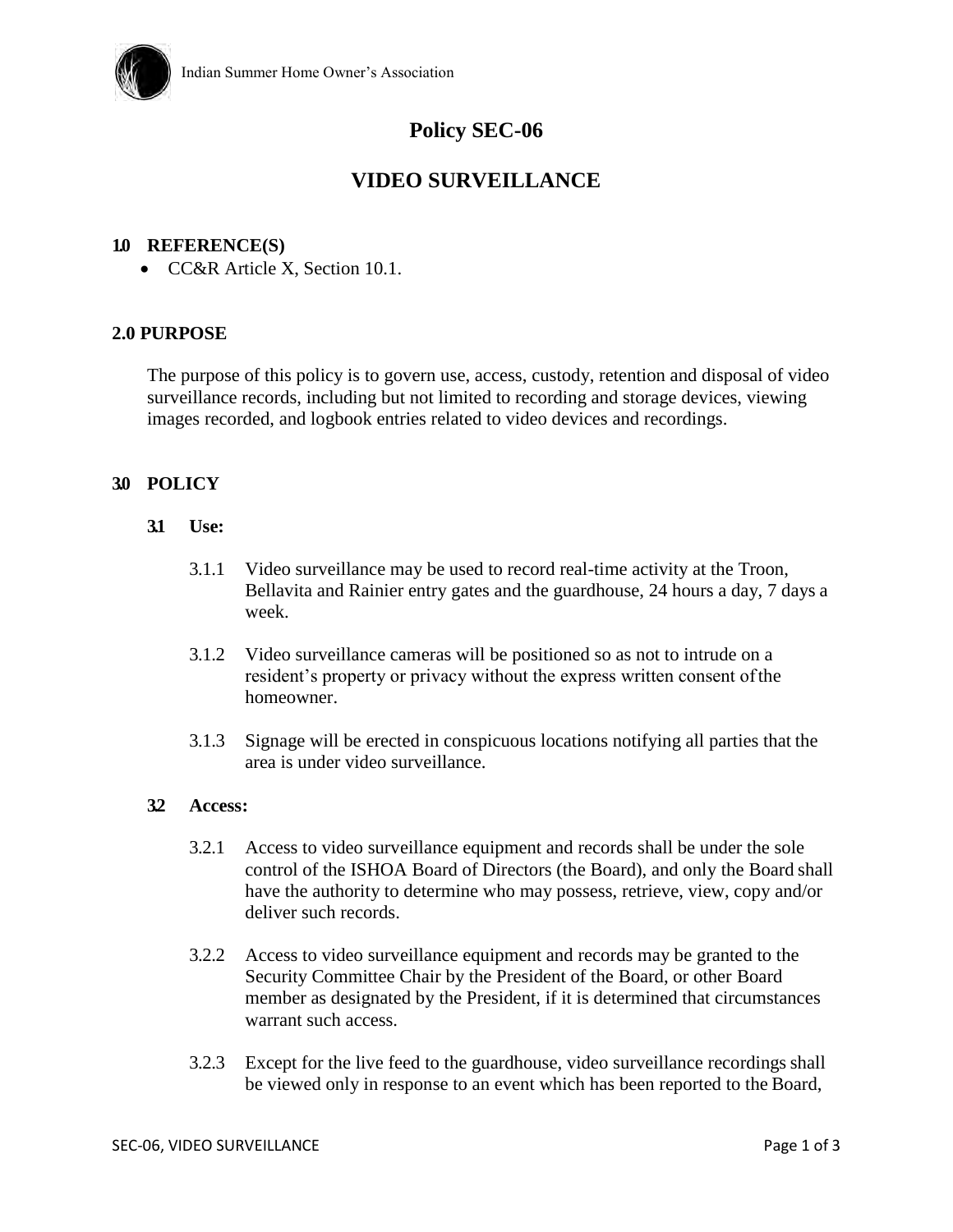Indian Summer Home Owner's Association

# Policy SEC-06

# VIDEO SURVEILLANCE

## 1.0 REFERENCE(S)

- CC&R Article X, Section 10.1.

## 2.0 PURPOSE

The purpose of this policy is to govern use, access, custody, retention and disposal of video surveillance records, including but not limited to recording and storage devices, viewing images recorded, and logbook entries related to video devices and recordings.

## 3.0 POLICY

### 3.1 Use:

3.1.1 Video surveillance may be used to record real-time activity at the Troon, Bellavita and Rainier entry gates and the guardhouse, 24 hours a day, 7 days a week.

3.1.2 Video surveillance cameras will be positioned so as not to intrude on a resident's property or privacy without the express written consent of the homeowner.

3.1.3 Signage will be erected in conspicuous locations notifying all parties that the area is under video surveillance.

### 3.2 Access:

3.2.1 Access to video surveillance equipment and records shall be under the sole control of the ISHOA Board of Directors (the Board), and only the Board shall have the authority to determine who may possess, retrieve, view, copy and/or deliver such records.

3.2.2 Access to video surveillance equipment and records may be granted to the Security Committee Chair by the President of the Board, or other Board member as designated by the President, if it is determined that circumstances warrant such access.

3.2.3 Except for the live feed to the guardhouse, video surveillance recordings shall be viewed only in response to an event which has been reported to the Board,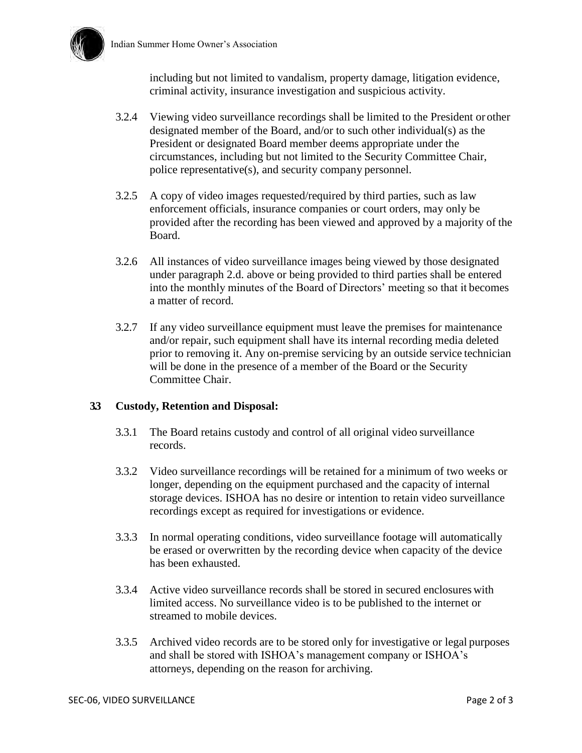including but not limited to vandalism, property damage, litigation evidence, criminal activity, insurance investigation and suspicious activity.

3.2.4 Viewing video surveillance recordings shall be limited to the President or other designated member of the Board, and/or to such other individual(s) as the President or designated Board member deems appropriate under the circumstances, including but not limited to the Security Committee Chair, police representative(s), and security company personnel.

3.2.5 A copy of video images requested/required by third parties, such as law enforcement officials, insurance companies or court orders, may only be provided after the recording has been viewed and approved by a majority of the Board.

3.2.6 All instances of video surveillance images being viewed by those designated under paragraph 2.d. above or being provided to third parties shall be entered into the monthly minutes of the Board of Directors' meeting so that it becomes a matter of record.

3.2.7 If any video surveillance equipment must leave the premises for maintenance and/or repair, such equipment shall have its internal recording media deleted prior to removing it. Any on-premise servicing by an outside service technician will be done in the presence of a member of the Board or the Security Committee Chair.

**3.3 Custody, Retention and Disposal:**

3.3.1 The Board retains custody and control of all original video surveillance records.

3.3.2 Video surveillance recordings will be retained for a minimum of two weeks or longer, depending on the equipment purchased and the capacity of internal storage devices. ISHOA has no desire or intention to retain video surveillance recordings except as required for investigations or evidence.

3.3.3 In normal operating conditions, video surveillance footage will automatically be erased or overwritten by the recording device when capacity of the device has been exhausted.

3.3.4 Active video surveillance records shall be stored in secured enclosures with limited access. No surveillance video is to be published to the internet or streamed to mobile devices.

3.3.5 Archived video records are to be stored only for investigative or legal purposes and shall be stored with ISHOA's management company or ISHOA's attorneys, depending on the reason for archiving.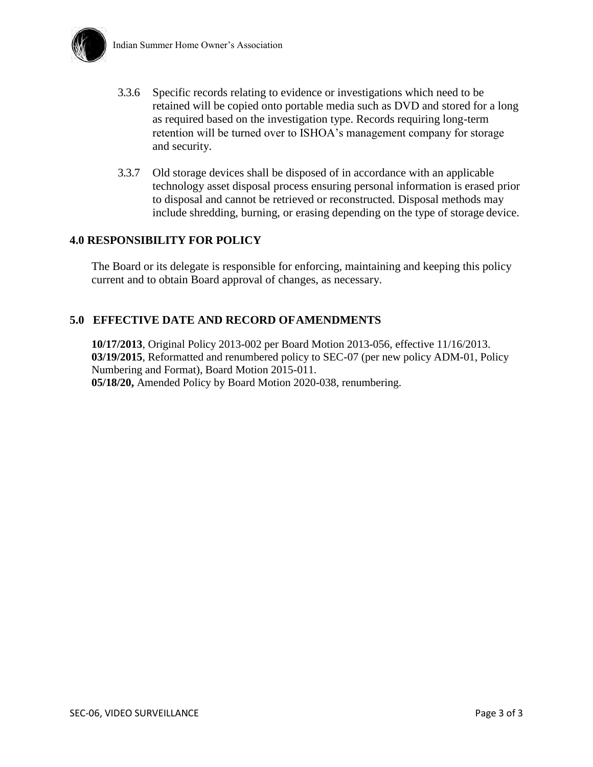3.3.6 Specific records relating to evidence or investigations which need to be retained will be copied onto portable media such as DVD and stored for a long as required based on the investigation type. Records requiring long-term retention will be turned over to ISHOA's management company for storage and security.

3.3.7 Old storage devices shall be disposed of in accordance with an applicable technology asset disposal process ensuring personal information is erased prior to disposal and cannot be retrieved or reconstructed. Disposal methods may include shredding, burning, or erasing depending on the type of storage device.

## 4.0 RESPONSIBILITY FOR POLICY

The Board or its delegate is responsible for enforcing, maintaining and keeping this policy current and to obtain Board approval of changes, as necessary.

## 5.0 EFFECTIVE DATE AND RECORD OFAMENDMENTS

**10/17/2013**, Original Policy 2013-002 per Board Motion 2013-056, effective 11/16/2013.
**03/19/2015**, Reformatted and renumbered policy to SEC-07 (per new policy ADM-01, Policy Numbering and Format), Board Motion 2015-011.
**05/18/20,** Amended Policy by Board Motion 2020-038, renumbering.